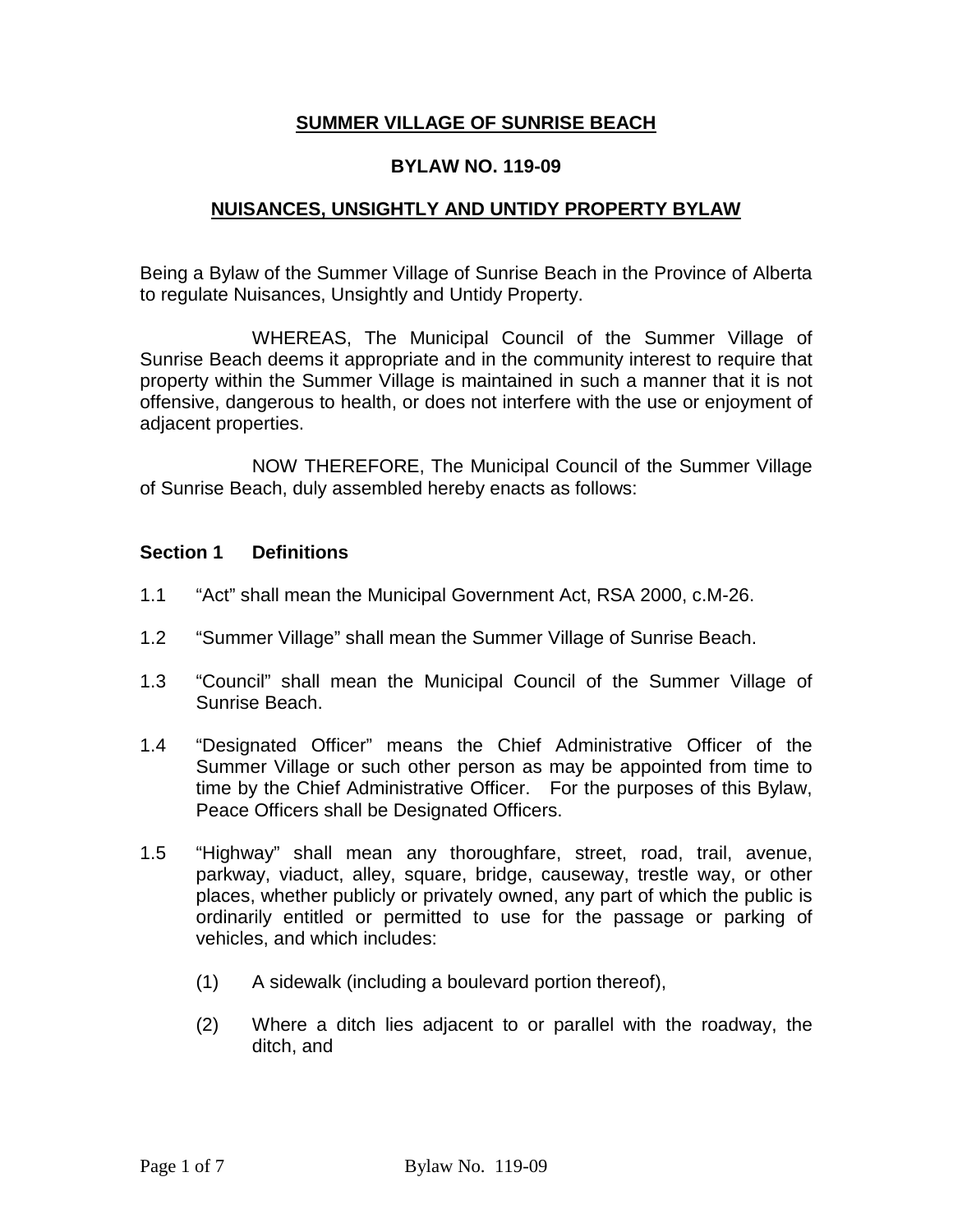# SUMMER VILLAGE OF SUNRISE BEACH

## BYLAW NO. 119-09

## NUISANCES, UNSIGHTLY AND UNTIDY PROPERTY BYLAW

Being a Bylaw of the Summer Village of Sunrise Beach in the Province of Alberta to regulate Nuisances, Unsightly and Untidy Property.

WHEREAS, The Municipal Council of the Summer Village of Sunrise Beach deems it appropriate and in the community interest to require that property within the Summer Village is maintained in such a manner that it is not offensive, dangerous to health, or does not interfere with the use or enjoyment of adjacent properties.

NOW THEREFORE, The Municipal Council of the Summer Village of Sunrise Beach, duly assembled hereby enacts as follows:

### Section 1 Definitions

1.1 "Act" shall mean the Municipal Government Act, RSA 2000, c.M-26.

1.2 "Summer Village" shall mean the Summer Village of Sunrise Beach.

1.3 "Council" shall mean the Municipal Council of the Summer Village of Sunrise Beach.

1.4 "Designated Officer" means the Chief Administrative Officer of the Summer Village or such other person as may be appointed from time to time by the Chief Administrative Officer. For the purposes of this Bylaw, Peace Officers shall be Designated Officers.

1.5 "Highway" shall mean any thoroughfare, street, road, trail, avenue, parkway, viaduct, alley, square, bridge, causeway, trestle way, or other places, whether publicly or privately owned, any part of which the public is ordinarily entitled or permitted to use for the passage or parking of vehicles, and which includes:

(1) A sidewalk (including a boulevard portion thereof),

(2) Where a ditch lies adjacent to or parallel with the roadway, the ditch, and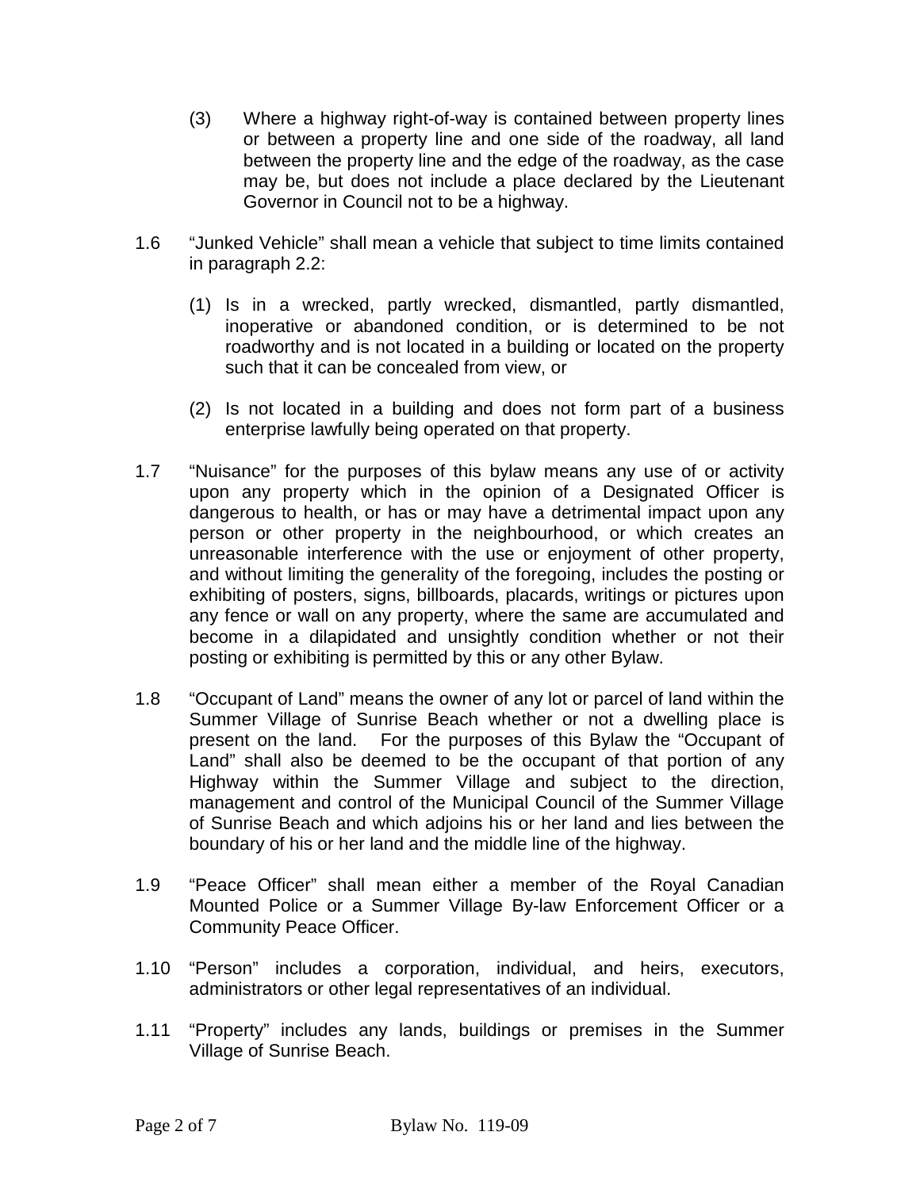(3) Where a highway right-of-way is contained between property lines or between a property line and one side of the roadway, all land between the property line and the edge of the roadway, as the case may be, but does not include a place declared by the Lieutenant Governor in Council not to be a highway.

1.6 "Junked Vehicle" shall mean a vehicle that subject to time limits contained in paragraph 2.2:

(1) Is in a wrecked, partly wrecked, dismantled, partly dismantled, inoperative or abandoned condition, or is determined to be not roadworthy and is not located in a building or located on the property such that it can be concealed from view, or

(2) Is not located in a building and does not form part of a business enterprise lawfully being operated on that property.

1.7 "Nuisance" for the purposes of this bylaw means any use of or activity upon any property which in the opinion of a Designated Officer is dangerous to health, or has or may have a detrimental impact upon any person or other property in the neighbourhood, or which creates an unreasonable interference with the use or enjoyment of other property, and without limiting the generality of the foregoing, includes the posting or exhibiting of posters, signs, billboards, placards, writings or pictures upon any fence or wall on any property, where the same are accumulated and become in a dilapidated and unsightly condition whether or not their posting or exhibiting is permitted by this or any other Bylaw.

1.8 "Occupant of Land" means the owner of any lot or parcel of land within the Summer Village of Sunrise Beach whether or not a dwelling place is present on the land. For the purposes of this Bylaw the "Occupant of Land" shall also be deemed to be the occupant of that portion of any Highway within the Summer Village and subject to the direction, management and control of the Municipal Council of the Summer Village of Sunrise Beach and which adjoins his or her land and lies between the boundary of his or her land and the middle line of the highway.

1.9 "Peace Officer" shall mean either a member of the Royal Canadian Mounted Police or a Summer Village By-law Enforcement Officer or a Community Peace Officer.

1.10 "Person" includes a corporation, individual, and heirs, executors, administrators or other legal representatives of an individual.

1.11 "Property" includes any lands, buildings or premises in the Summer Village of Sunrise Beach.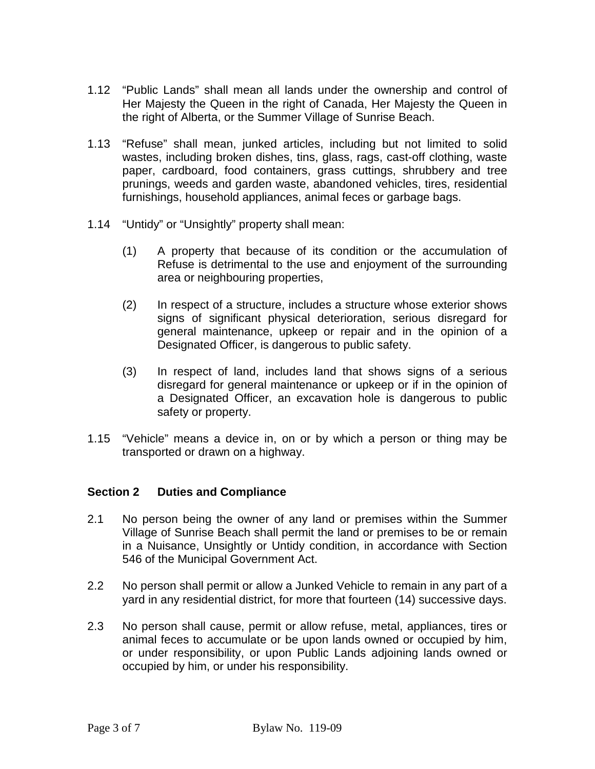1.12 “Public Lands” shall mean all lands under the ownership and control of Her Majesty the Queen in the right of Canada, Her Majesty the Queen in the right of Alberta, or the Summer Village of Sunrise Beach.

1.13 “Refuse” shall mean, junked articles, including but not limited to solid wastes, including broken dishes, tins, glass, rags, cast-off clothing, waste paper, cardboard, food containers, grass cuttings, shrubbery and tree prunings, weeds and garden waste, abandoned vehicles, tires, residential furnishings, household appliances, animal feces or garbage bags.

1.14 “Untidy” or “Unsightly” property shall mean:

(1) A property that because of its condition or the accumulation of Refuse is detrimental to the use and enjoyment of the surrounding area or neighbouring properties,

(2) In respect of a structure, includes a structure whose exterior shows signs of significant physical deterioration, serious disregard for general maintenance, upkeep or repair and in the opinion of a Designated Officer, is dangerous to public safety.

(3) In respect of land, includes land that shows signs of a serious disregard for general maintenance or upkeep or if in the opinion of a Designated Officer, an excavation hole is dangerous to public safety or property.

1.15 “Vehicle” means a device in, on or by which a person or thing may be transported or drawn on a highway.

**Section 2 Duties and Compliance**

2.1 No person being the owner of any land or premises within the Summer Village of Sunrise Beach shall permit the land or premises to be or remain in a Nuisance, Unsightly or Untidy condition, in accordance with Section 546 of the Municipal Government Act.

2.2 No person shall permit or allow a Junked Vehicle to remain in any part of a yard in any residential district, for more that fourteen (14) successive days.

2.3 No person shall cause, permit or allow refuse, metal, appliances, tires or animal feces to accumulate or be upon lands owned or occupied by him, or under responsibility, or upon Public Lands adjoining lands owned or occupied by him, or under his responsibility.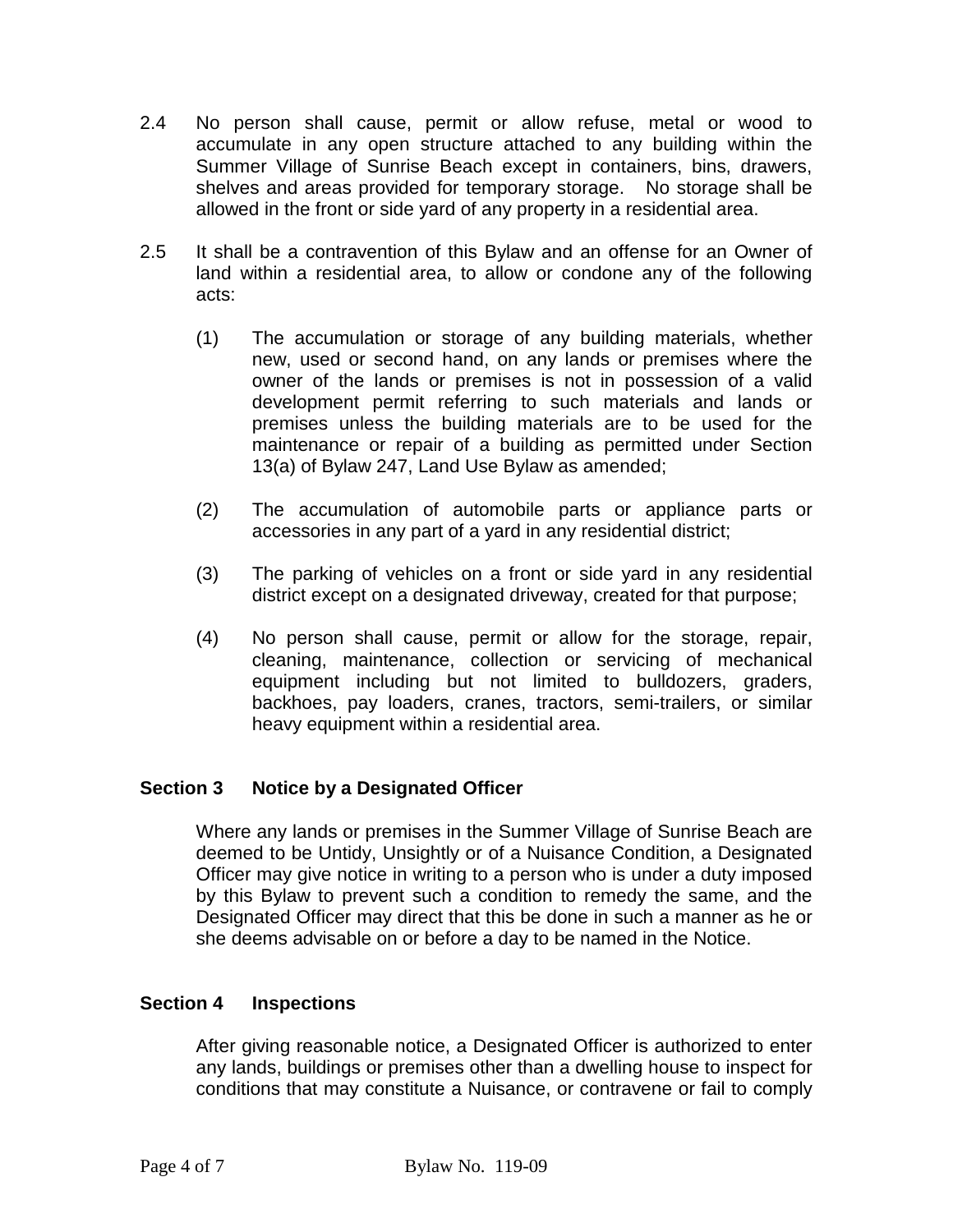2.4 No person shall cause, permit or allow refuse, metal or wood to accumulate in any open structure attached to any building within the Summer Village of Sunrise Beach except in containers, bins, drawers, shelves and areas provided for temporary storage. No storage shall be allowed in the front or side yard of any property in a residential area.

2.5 It shall be a contravention of this Bylaw and an offense for an Owner of land within a residential area, to allow or condone any of the following acts:

(1) The accumulation or storage of any building materials, whether new, used or second hand, on any lands or premises where the owner of the lands or premises is not in possession of a valid development permit referring to such materials and lands or premises unless the building materials are to be used for the maintenance or repair of a building as permitted under Section 13(a) of Bylaw 247, Land Use Bylaw as amended;

(2) The accumulation of automobile parts or appliance parts or accessories in any part of a yard in any residential district;

(3) The parking of vehicles on a front or side yard in any residential district except on a designated driveway, created for that purpose;

(4) No person shall cause, permit or allow for the storage, repair, cleaning, maintenance, collection or servicing of mechanical equipment including but not limited to bulldozers, graders, backhoes, pay loaders, cranes, tractors, semi-trailers, or similar heavy equipment within a residential area.

## Section 3 Notice by a Designated Officer

Where any lands or premises in the Summer Village of Sunrise Beach are deemed to be Untidy, Unsightly or of a Nuisance Condition, a Designated Officer may give notice in writing to a person who is under a duty imposed by this Bylaw to prevent such a condition to remedy the same, and the Designated Officer may direct that this be done in such a manner as he or she deems advisable on or before a day to be named in the Notice.

## Section 4 Inspections

After giving reasonable notice, a Designated Officer is authorized to enter any lands, buildings or premises other than a dwelling house to inspect for conditions that may constitute a Nuisance, or contravene or fail to comply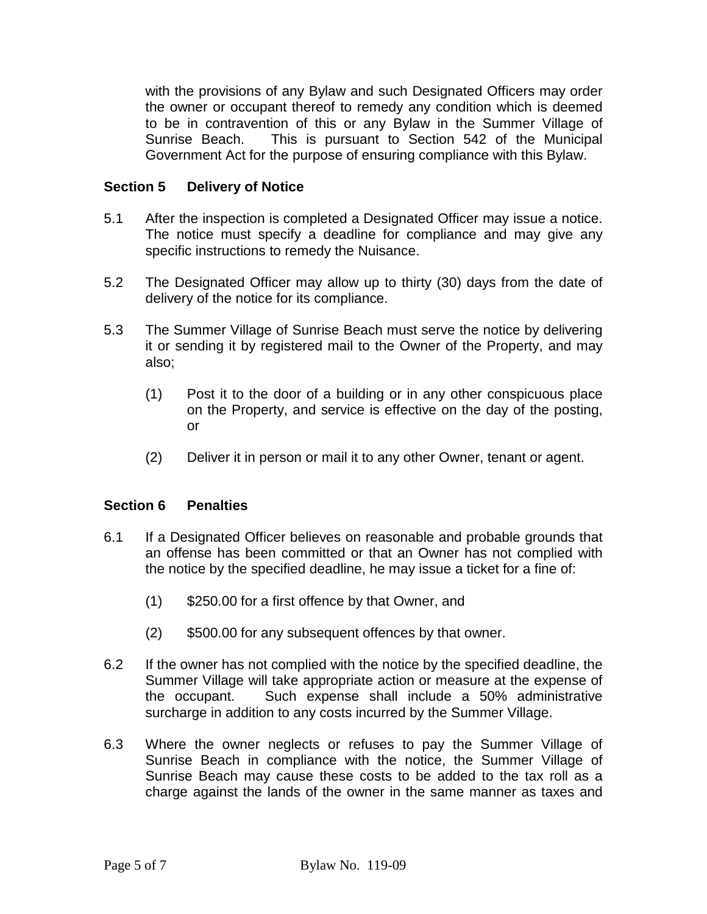with the provisions of any Bylaw and such Designated Officers may order the owner or occupant thereof to remedy any condition which is deemed to be in contravention of this or any Bylaw in the Summer Village of Sunrise Beach. This is pursuant to Section 542 of the Municipal Government Act for the purpose of ensuring compliance with this Bylaw.

## Section 5 Delivery of Notice

5.1 After the inspection is completed a Designated Officer may issue a notice. The notice must specify a deadline for compliance and may give any specific instructions to remedy the Nuisance.

5.2 The Designated Officer may allow up to thirty (30) days from the date of delivery of the notice for its compliance.

5.3 The Summer Village of Sunrise Beach must serve the notice by delivering it or sending it by registered mail to the Owner of the Property, and may also;

(1) Post it to the door of a building or in any other conspicuous place on the Property, and service is effective on the day of the posting, or

(2) Deliver it in person or mail it to any other Owner, tenant or agent.

## Section 6 Penalties

6.1 If a Designated Officer believes on reasonable and probable grounds that an offense has been committed or that an Owner has not complied with the notice by the specified deadline, he may issue a ticket for a fine of:

(1) $250.00 for a first offence by that Owner, and

(2) $500.00 for any subsequent offences by that owner.

6.2 If the owner has not complied with the notice by the specified deadline, the Summer Village will take appropriate action or measure at the expense of the occupant. Such expense shall include a 50% administrative surcharge in addition to any costs incurred by the Summer Village.

6.3 Where the owner neglects or refuses to pay the Summer Village of Sunrise Beach in compliance with the notice, the Summer Village of Sunrise Beach may cause these costs to be added to the tax roll as a charge against the lands of the owner in the same manner as taxes and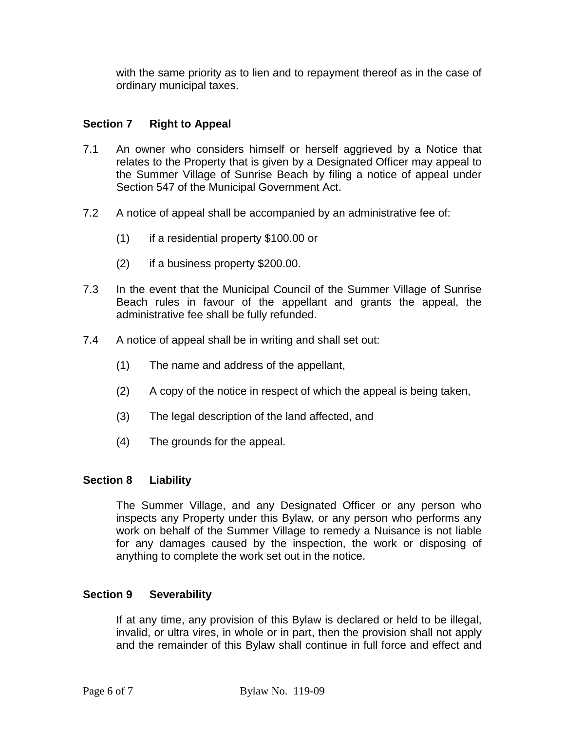with the same priority as to lien and to repayment thereof as in the case of ordinary municipal taxes.

## Section 7 Right to Appeal

7.1 An owner who considers himself or herself aggrieved by a Notice that relates to the Property that is given by a Designated Officer may appeal to the Summer Village of Sunrise Beach by filing a notice of appeal under Section 547 of the Municipal Government Act.

7.2 A notice of appeal shall be accompanied by an administrative fee of:

(1) if a residential property $100.00 or

(2) if a business property $200.00.

7.3 In the event that the Municipal Council of the Summer Village of Sunrise Beach rules in favour of the appellant and grants the appeal, the administrative fee shall be fully refunded.

7.4 A notice of appeal shall be in writing and shall set out:

(1) The name and address of the appellant,

(2) A copy of the notice in respect of which the appeal is being taken,

(3) The legal description of the land affected, and

(4) The grounds for the appeal.

## Section 8 Liability

The Summer Village, and any Designated Officer or any person who inspects any Property under this Bylaw, or any person who performs any work on behalf of the Summer Village to remedy a Nuisance is not liable for any damages caused by the inspection, the work or disposing of anything to complete the work set out in the notice.

## Section 9 Severability

If at any time, any provision of this Bylaw is declared or held to be illegal, invalid, or ultra vires, in whole or in part, then the provision shall not apply and the remainder of this Bylaw shall continue in full force and effect and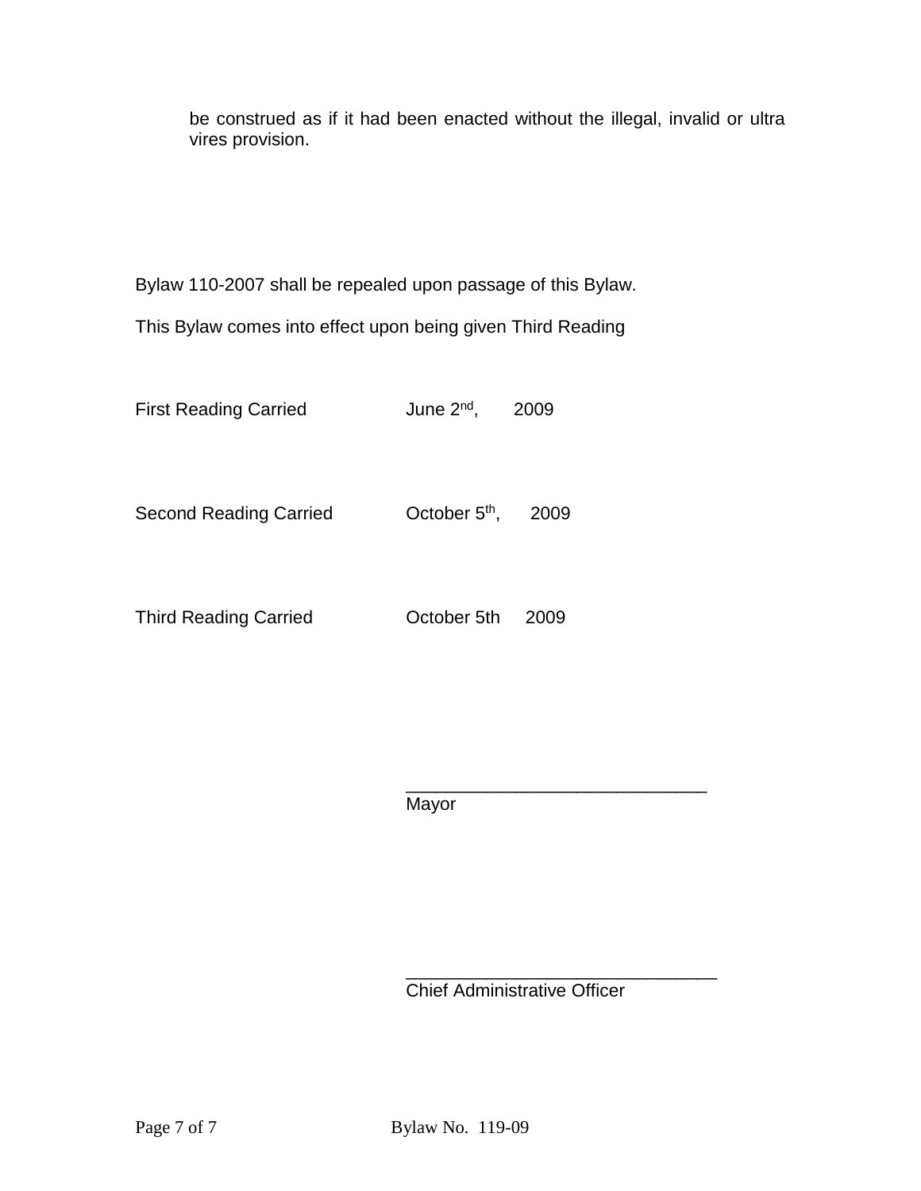be construed as if it had been enacted without the illegal, invalid or ultra vires provision.

Bylaw 110-2007 shall be repealed upon passage of this Bylaw.

This Bylaw comes into effect upon being given Third Reading

| | |
|---|---|
| First Reading Carried | June 2nd, 2009 |
| Second Reading Carried | October 5th, 2009 |
| Third Reading Carried | October 5th 2009 |

______________________________
Mayor

______________________________
Chief Administrative Officer